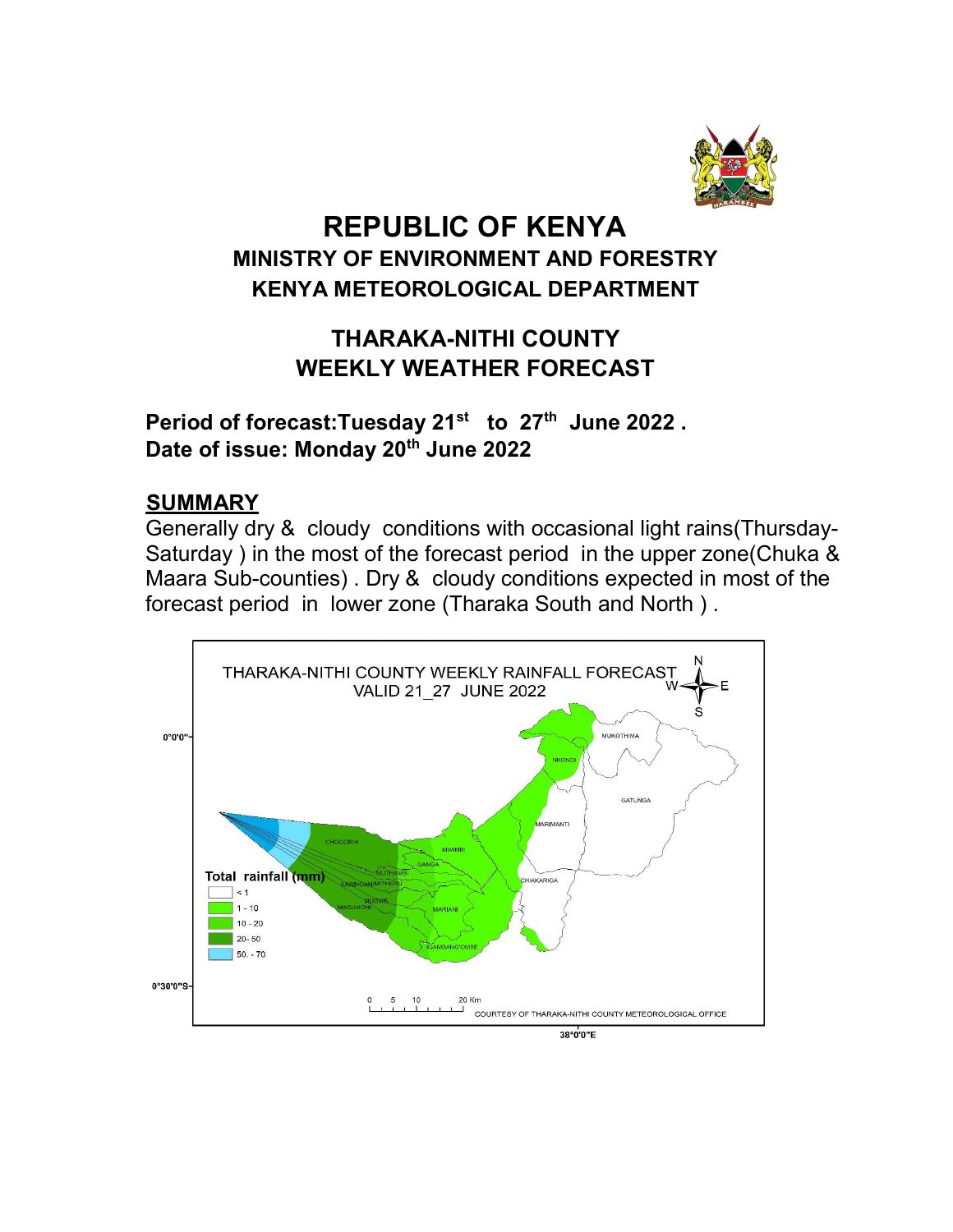# REPUBLIC OF KENYA

## MINISTRY OF ENVIRONMENT AND FORESTRY

## KENYA METEOROLOGICAL DEPARTMENT

## THARAKA-NITHI COUNTY WEEKLY WEATHER FORECAST

**Period of forecast:Tuesday 21st to 27th June 2022 .**
**Date of issue: Monday 20th June 2022**

## SUMMARY

Generally dry & cloudy conditions with occasional light rains(Thursday-Saturday ) in the most of the forecast period in the upper zone(Chuka & Maara Sub-counties) . Dry & cloudy conditions expected in most of the forecast period in lower zone (Tharaka South and North ) .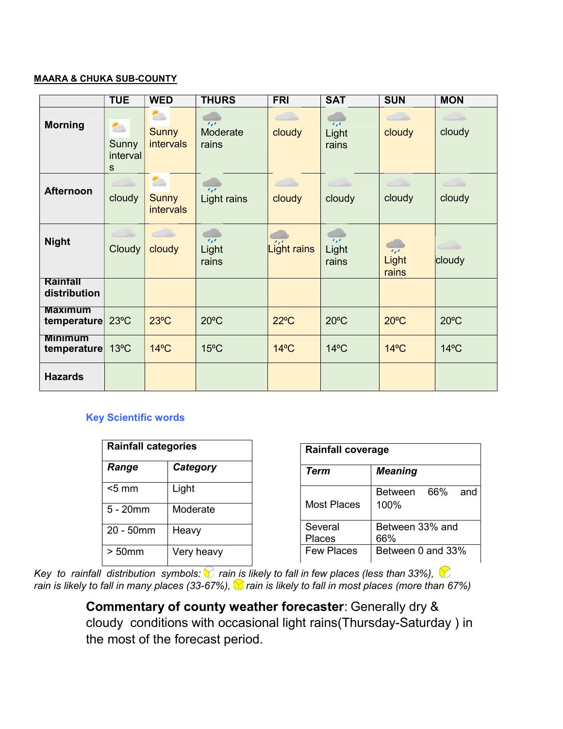**MAARA & CHUKA SUB-COUNTY**

| | TUE | WED | THURS | FRI | SAT | SUN | MON |
|---|---|---|---|---|---|---|---|
| **Morning** | Sunny intervals | Sunny intervals | Moderate rains | cloudy | Light rains | cloudy | cloudy |
| **Afternoon** | cloudy | Sunny intervals | Light rains | cloudy | cloudy | cloudy | cloudy |
| **Night** | Cloudy | cloudy | Light rains | Light rains | Light rains | Light rains | cloudy |
| **Rainfall distribution** | | | | | | | |
| **Maximum temperature** | 23ºC | 23ºC | 20ºC | 22ºC | 20ºC | 20ºC | 20ºC |
| **Minimum temperature** | 13ºC | 14ºC | 15ºC | 14ºC | 14ºC | 14ºC | 14ºC |
| **Hazards** | | | | | | | |

**Key Scientific words**

| **Rainfall categories** | |
|---|---|
| ***Range*** | ***Category*** |
| <5 mm | Light |
| 5 - 20mm | Moderate |
| 20 - 50mm | Heavy |
| > 50mm | Very heavy |

| **Rainfall coverage** | |
|---|---|
| ***Term*** | ***Meaning*** |
| Most Places | Between 66% and 100% |
| Several Places | Between 33% and 66% |
| Few Places | Between 0 and 33% |

*Key to rainfall distribution symbols: rain is likely to fall in few places (less than 33%), rain is likely to fall in many places (33-67%), rain is likely to fall in most places (more than 67%)*

**Commentary of county weather forecaster**: Generally dry & cloudy conditions with occasional light rains(Thursday-Saturday ) in the most of the forecast period.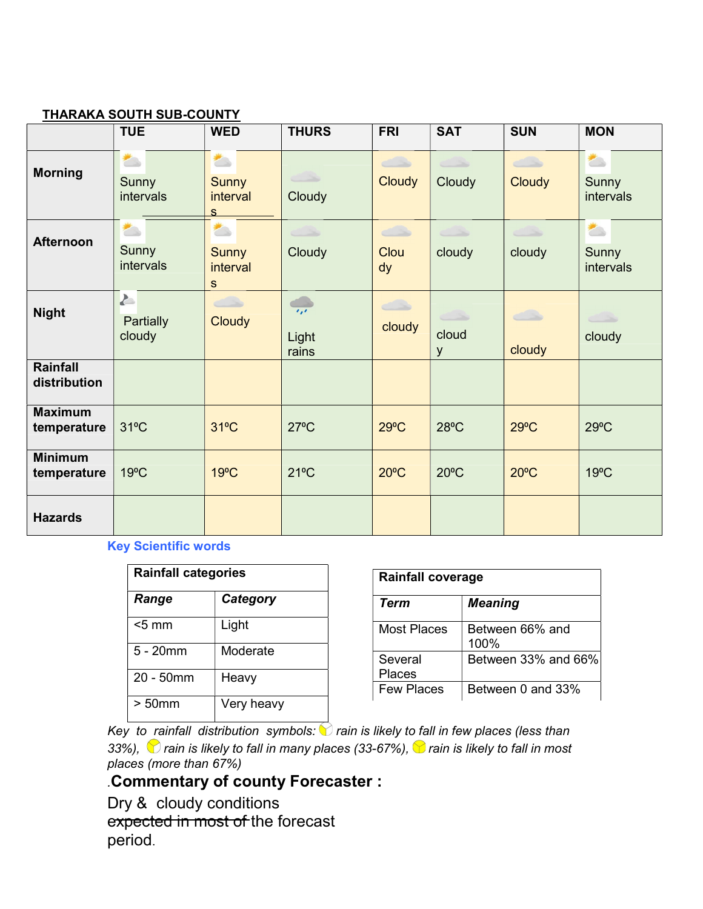**THARAKA SOUTH SUB-COUNTY**

| | TUE | WED | THURS | FRI | SAT | SUN | MON |
|---|---|---|---|---|---|---|---|
| **Morning** | Sunny intervals | Sunny intervals | Cloudy | Cloudy | Cloudy | Cloudy | Sunny intervals |
| **Afternoon** | Sunny intervals | Sunny intervals | Cloudy | Cloudy | cloudy | cloudy | Sunny intervals |
| **Night** | Partially cloudy | Cloudy | Light rains | cloudy | cloudy | cloudy | cloudy |
| **Rainfall distribution** | | | | | | | |
| **Maximum temperature** | 31ºC | 31ºC | 27ºC | 29ºC | 28ºC | 29ºC | 29ºC |
| **Minimum temperature** | 19ºC | 19ºC | 21ºC | 20ºC | 20ºC | 20ºC | 19ºC |
| **Hazards** | | | | | | | |

**Key Scientific words**

| **Rainfall categories** | |
|---|---|
| ***Range*** | ***Category*** |
| <5 mm | Light |
| 5 - 20mm | Moderate |
| 20 - 50mm | Heavy |
| > 50mm | Very heavy |

| **Rainfall coverage** | |
|---|---|
| ***Term*** | ***Meaning*** |
| Most Places | Between 66% and 100% |
| Several Places | Between 33% and 66% |
| Few Places | Between 0 and 33% |

*Key to rainfall distribution symbols: rain is likely to fall in few places (less than 33%), rain is likely to fall in many places (33-67%), rain is likely to fall in most places (more than 67%)*

## .Commentary of county Forecaster :

Dry & cloudy conditions ~~expected in most of~~ the forecast period.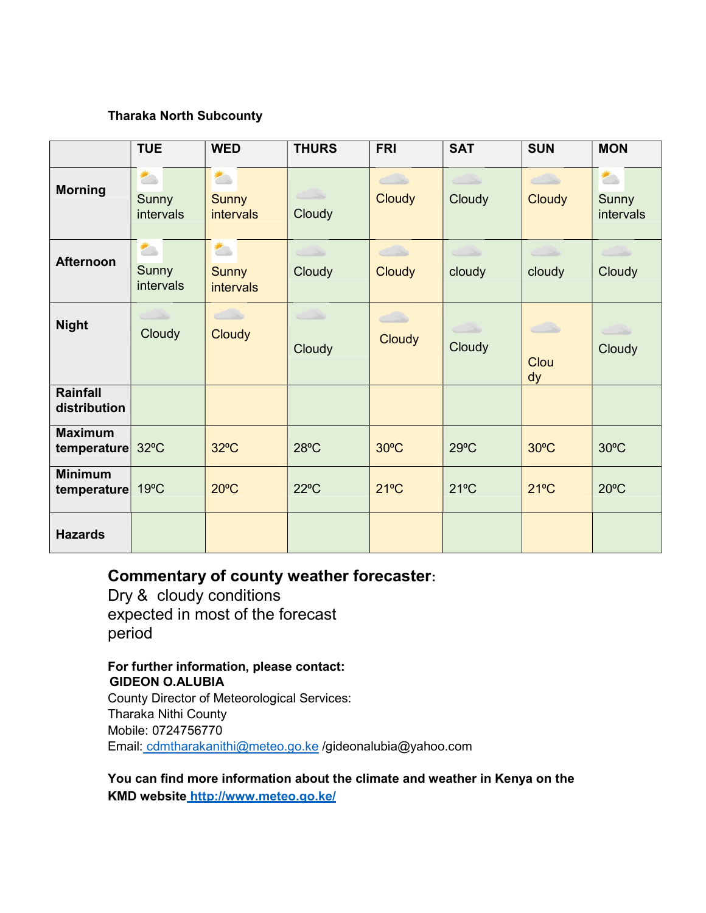**Tharaka North Subcounty**

| | TUE | WED | THURS | FRI | SAT | SUN | MON |
|---|---|---|---|---|---|---|---|
| **Morning** | Sunny intervals | Sunny intervals | Cloudy | Cloudy | Cloudy | Cloudy | Sunny intervals |
| **Afternoon** | Sunny intervals | Sunny intervals | Cloudy | Cloudy | cloudy | cloudy | Cloudy |
| **Night** | Cloudy | Cloudy | Cloudy | Cloudy | Cloudy | Clou dy | Cloudy |
| **Rainfall distribution** | | | | | | | |
| **Maximum temperature** | 32ºC | 32ºC | 28ºC | 30ºC | 29ºC | 30ºC | 30ºC |
| **Minimum temperature** | 19ºC | 20ºC | 22ºC | 21ºC | 21ºC | 21ºC | 20ºC |
| **Hazards** | | | | | | | |

## Commentary of county weather forecaster:

Dry & cloudy conditions expected in most of the forecast period

**For further information, please contact:**
**GIDEON O.ALUBIA**
County Director of Meteorological Services:
Tharaka Nithi County
Mobile: 0724756770
Email: cdmtharakanithi@meteo.go.ke /gideonalubia@yahoo.com

**You can find more information about the climate and weather in Kenya on the KMD website http://www.meteo.go.ke/**